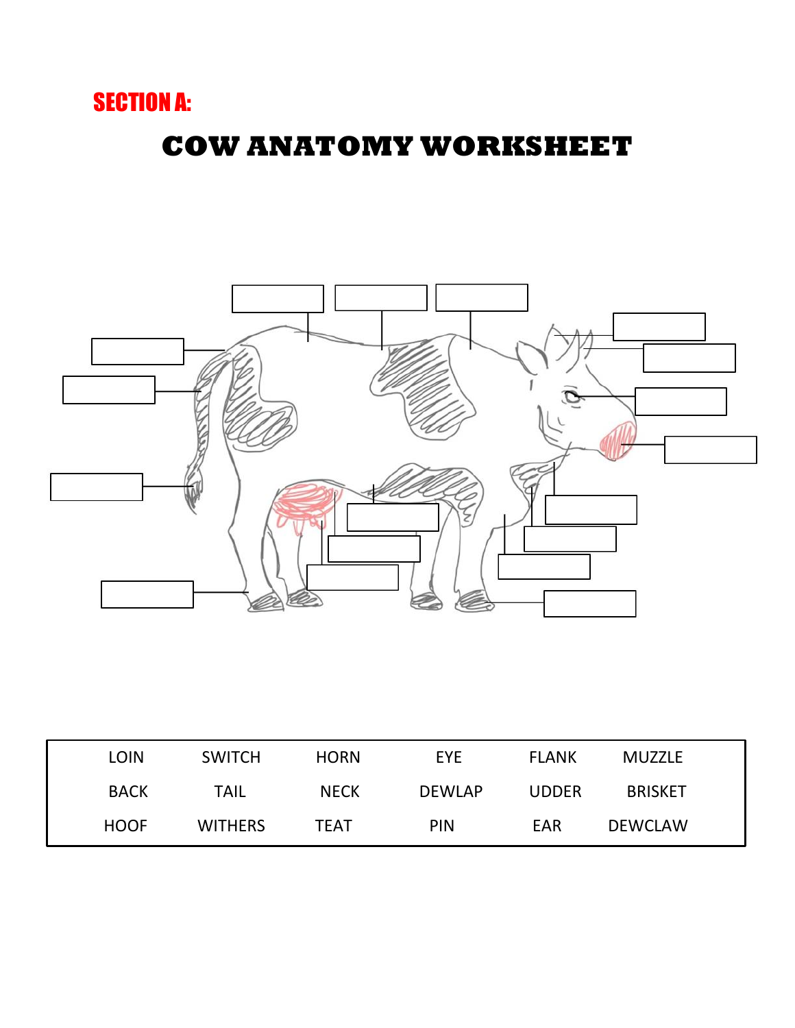## SECTION A:

# COW ANATOMY WORKSHEET

| LOIN | SWITCH | HORN | EYE | FLANK | MUZZLE |
|---|---|---|---|---|---|
| BACK | TAIL | NECK | DEWLAP | UDDER | BRISKET |
| HOOF | WITHERS | TEAT | PIN | EAR | DEWCLAW |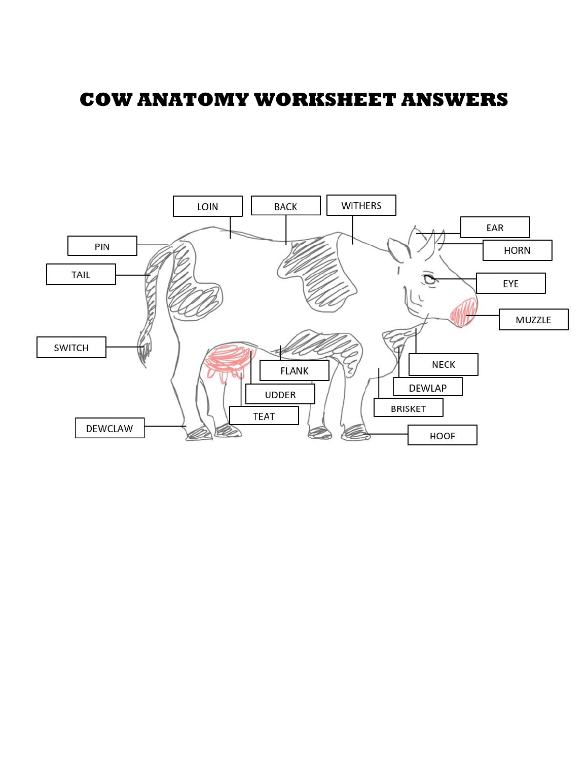# COW ANATOMY WORKSHEET ANSWERS

LOIN

BACK

WITHERS

EAR

HORN

PIN

TAIL

EYE

MUZZLE

SWITCH

NECK

FLANK

DEWLAP

UDDER

BRISKET

TEAT

DEWCLAW

HOOF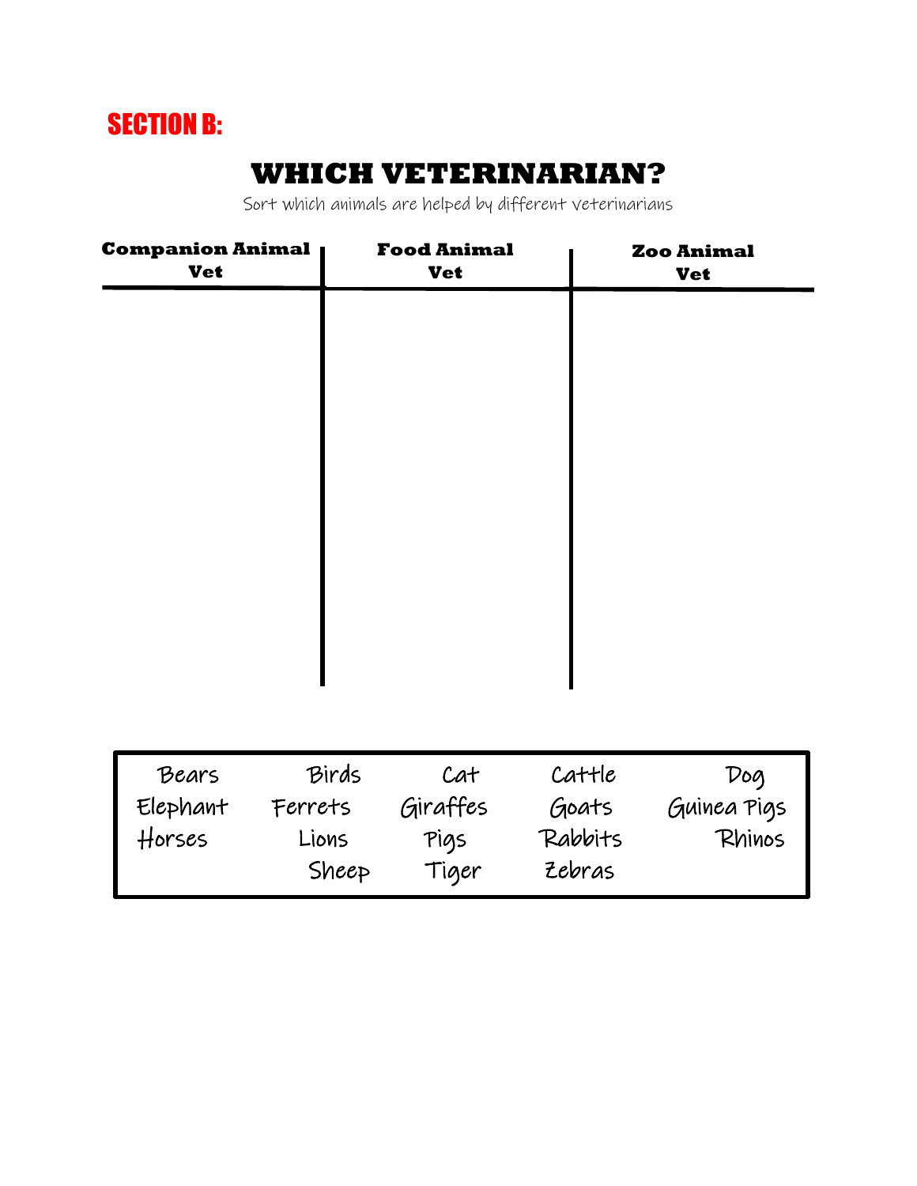**SECTION B:**

# WHICH VETERINARIAN?

Sort which animals are helped by different veterinarians

| Companion Animal Vet | Food Animal Vet | Zoo Animal Vet |
| --- | --- | --- |
| | | |

| | | | | |
| --- | --- | --- | --- | --- |
| Bears | Birds | Cat | Cattle | Dog |
| Elephant | Ferrets | Giraffes | Goats | Guinea Pigs |
| Horses | Lions | Pigs | Rabbits | Rhinos |
| | Sheep | Tiger | Zebras | |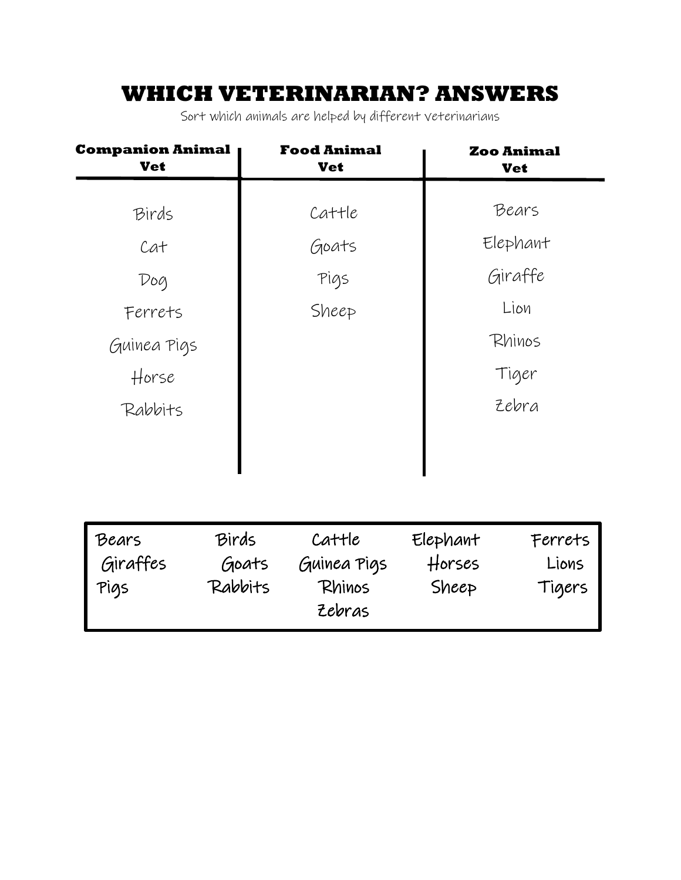# WHICH VETERINARIAN? ANSWERS

Sort which animals are helped by different veterinarians

| Companion Animal Vet | Food Animal Vet | Zoo Animal Vet |
| --- | --- | --- |
| Birds | Cattle | Bears |
| Cat | Goats | Elephant |
| Dog | Pigs | Giraffe |
| Ferrets | Sheep | Lion |
| Guinea Pigs | | Rhinos |
| Horse | | Tiger |
| Rabbits | | Zebra |

| | | | | |
| --- | --- | --- | --- | --- |
| Bears | Birds | Cattle | Elephant | Ferrets |
| Giraffes | Goats | Guinea Pigs | Horses | Lions |
| Pigs | Rabbits | Rhinos | Sheep | Tigers |
| | | Zebras | | |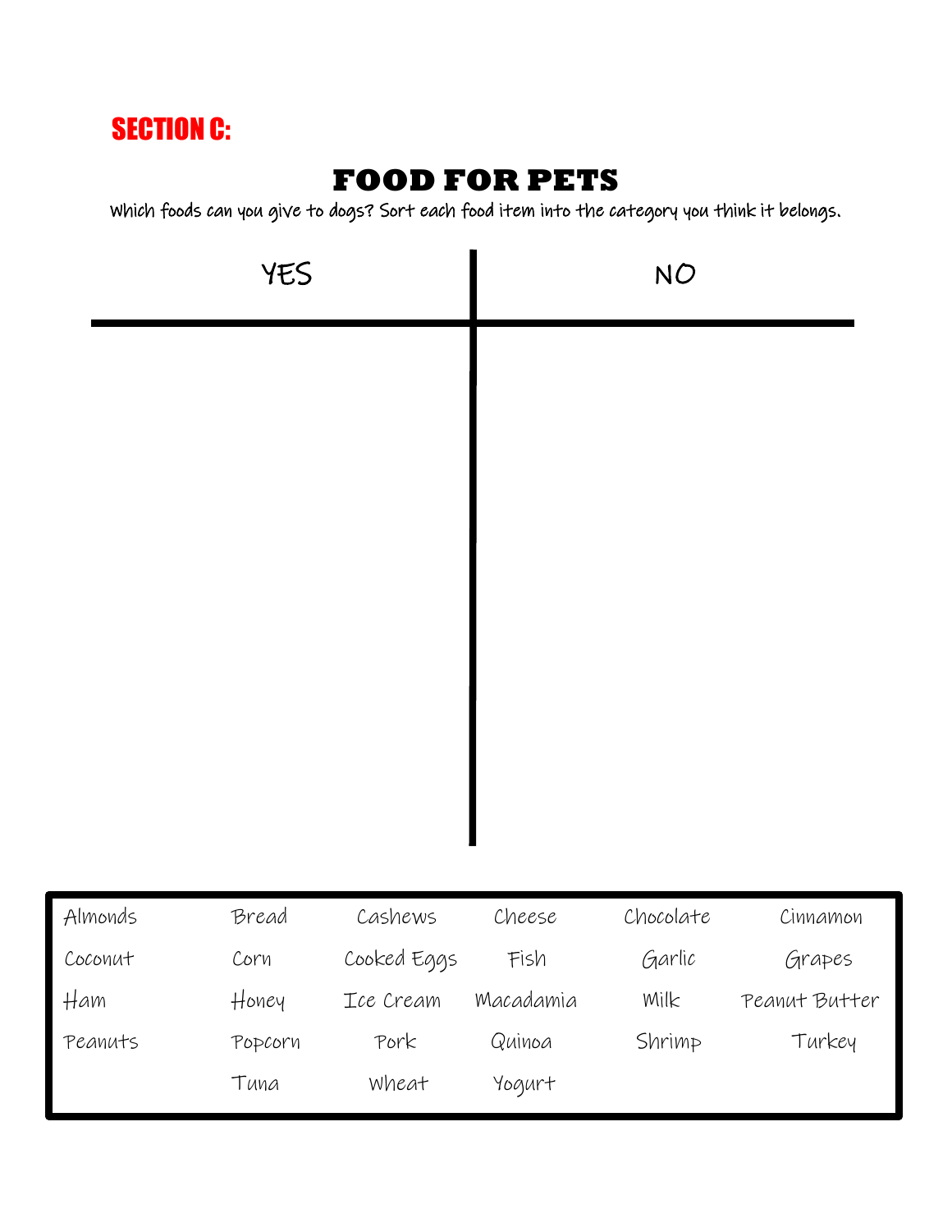**SECTION C:**

# FOOD FOR PETS

Which foods can you give to dogs? Sort each food item into the category you think it belongs.

| YES | NO |
|---|---|
| | |

| | | | | | |
|---|---|---|---|---|---|
| Almonds | Bread | Cashews | Cheese | Chocolate | Cinnamon |
| Coconut | Corn | Cooked Eggs | Fish | Garlic | Grapes |
| Ham | Honey | Ice Cream | Macadamia | Milk | Peanut Butter |
| Peanuts | Popcorn | Pork | Quinoa | Shrimp | Turkey |
| | Tuna | Wheat | Yogurt | | |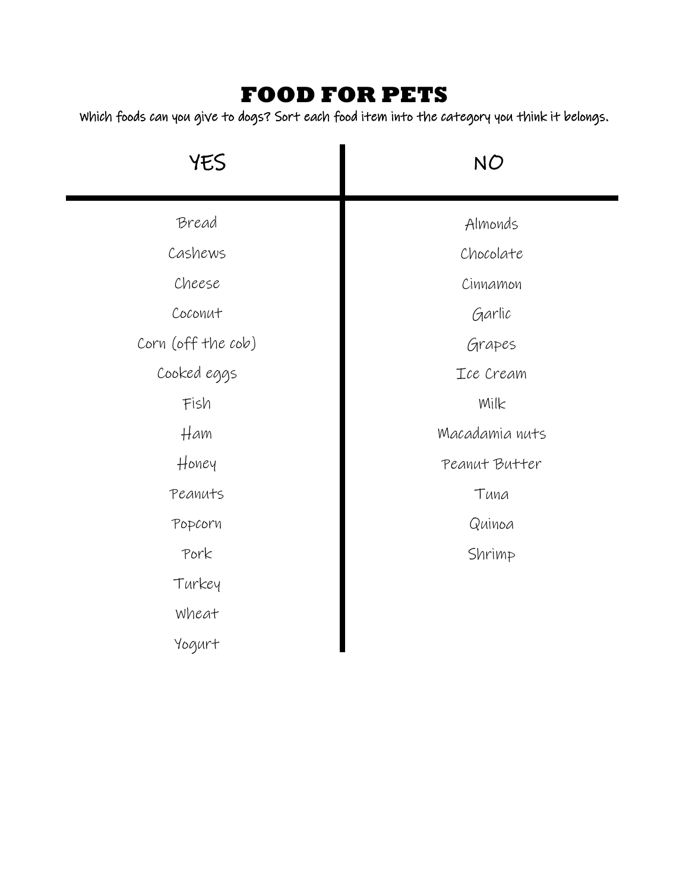# FOOD FOR PETS

Which foods can you give to dogs? Sort each food item into the category you think it belongs.

| YES | NO |
| --- | --- |
| Bread | Almonds |
| Cashews | Chocolate |
| Cheese | Cinnamon |
| Coconut | Garlic |
| Corn (off the cob) | Grapes |
| Cooked eggs | Ice Cream |
| Fish | Milk |
| Ham | Macadamia nuts |
| Honey | Peanut Butter |
| Peanuts | Tuna |
| Popcorn | Quinoa |
| Pork | Shrimp |
| Turkey | |
| Wheat | |
| Yogurt | |